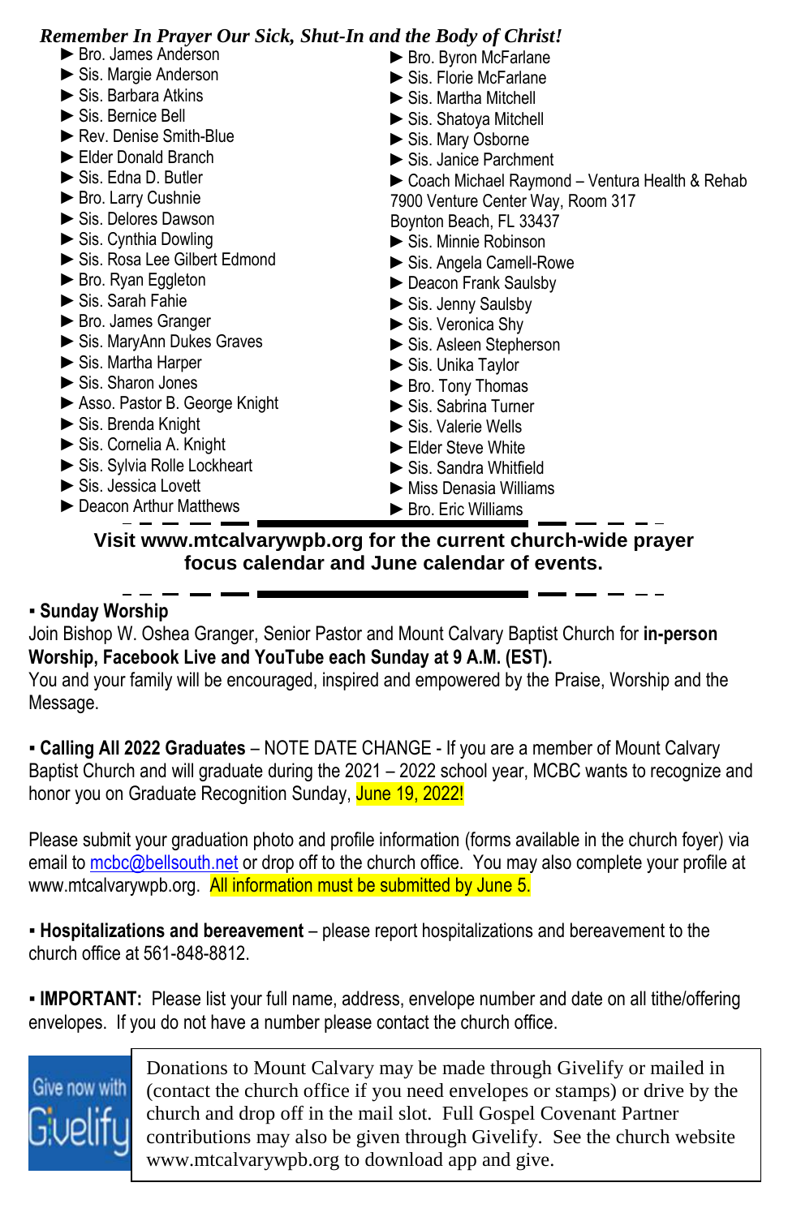***Remember In Prayer Our Sick, Shut-In and the Body of Christ!***

- ► Bro. James Anderson
- ► Sis. Margie Anderson
- ► Sis. Barbara Atkins
- ► Sis. Bernice Bell
- ► Rev. Denise Smith-Blue
- ► Elder Donald Branch
- ► Sis. Edna D. Butler
- ► Bro. Larry Cushnie
- ► Sis. Delores Dawson
- ► Sis. Cynthia Dowling
- ► Sis. Rosa Lee Gilbert Edmond
- ► Bro. Ryan Eggleton
- ► Sis. Sarah Fahie
- ► Bro. James Granger
- ► Sis. MaryAnn Dukes Graves
- ► Sis. Martha Harper
- ► Sis. Sharon Jones
- ► Asso. Pastor B. George Knight
- ► Sis. Brenda Knight
- ► Sis. Cornelia A. Knight
- ► Sis. Sylvia Rolle Lockheart
- ► Sis. Jessica Lovett
- ► Deacon Arthur Matthews
- ► Bro. Byron McFarlane
- ► Sis. Florie McFarlane
- ► Sis. Martha Mitchell
- ► Sis. Shatoya Mitchell
- ► Sis. Mary Osborne
- ► Sis. Janice Parchment
- ► Coach Michael Raymond – Ventura Health & Rehab 7900 Venture Center Way, Room 317 Boynton Beach, FL 33437
- ► Sis. Minnie Robinson
- ► Sis. Angela Camell-Rowe
- ► Deacon Frank Saulsby
- ► Sis. Jenny Saulsby
- ► Sis. Veronica Shy
- ► Sis. Asleen Stepherson
- ► Sis. Unika Taylor
- ► Bro. Tony Thomas
- ► Sis. Sabrina Turner
- ► Sis. Valerie Wells
- ► Elder Steve White
- ► Sis. Sandra Whitfield
- ► Miss Denasia Williams
- ► Bro. Eric Williams

**Visit www.mtcalvarywpb.org for the current church-wide prayer focus calendar and June calendar of events.**

▪ **Sunday Worship**
Join Bishop W. Oshea Granger, Senior Pastor and Mount Calvary Baptist Church for **in-person Worship, Facebook Live and YouTube each Sunday at 9 A.M. (EST).**
You and your family will be encouraged, inspired and empowered by the Praise, Worship and the Message.

▪ **Calling All 2022 Graduates** – NOTE DATE CHANGE - If you are a member of Mount Calvary Baptist Church and will graduate during the 2021 – 2022 school year, MCBC wants to recognize and honor you on Graduate Recognition Sunday, June 19, 2022!

Please submit your graduation photo and profile information (forms available in the church foyer) via email to mcbc@bellsouth.net or drop off to the church office. You may also complete your profile at www.mtcalvarywpb.org. All information must be submitted by June 5.

▪ **Hospitalizations and bereavement** – please report hospitalizations and bereavement to the church office at 561-848-8812.

▪ **IMPORTANT:** Please list your full name, address, envelope number and date on all tithe/offering envelopes. If you do not have a number please contact the church office.

Give now with Givelify

Donations to Mount Calvary may be made through Givelify or mailed in (contact the church office if you need envelopes or stamps) or drive by the church and drop off in the mail slot. Full Gospel Covenant Partner contributions may also be given through Givelify. See the church website www.mtcalvarywpb.org to download app and give.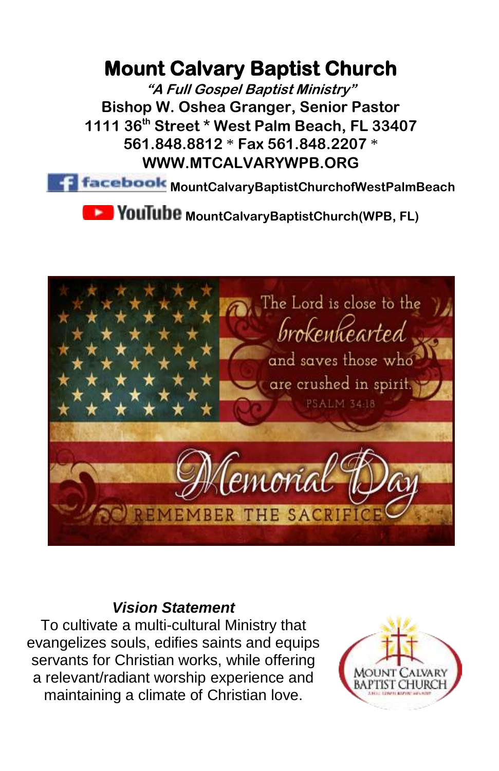# Mount Calvary Baptist Church

***"A Full Gospel Baptist Ministry"***

**Bishop W. Oshea Granger, Senior Pastor**

**1111 36th Street * West Palm Beach, FL 33407**

**561.848.8812 * Fax 561.848.2207 ***

**WWW.MTCALVARYWPB.ORG**

**facebook MountCalvaryBaptistChurchofWestPalmBeach**

**YouTube MountCalvaryBaptistChurch(WPB, FL)**

The Lord is close to the brokenhearted and saves those who are crushed in spirit. PSALM 34:18

Memorial Day

REMEMBER THE SACRIFICE

***Vision Statement***

To cultivate a multi-cultural Ministry that evangelizes souls, edifies saints and equips servants for Christian works, while offering a relevant/radiant worship experience and maintaining a climate of Christian love.

MOUNT CALVARY BAPTIST CHURCH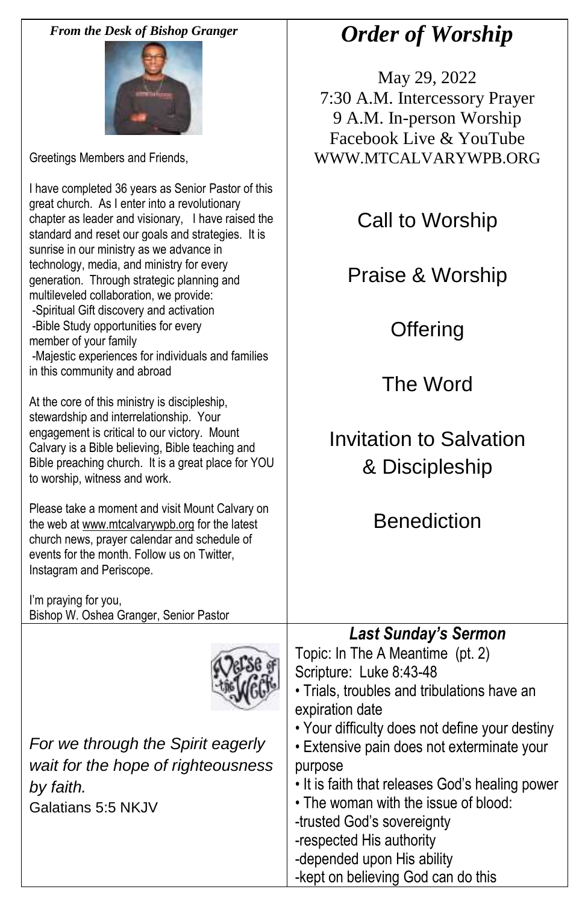*From the Desk of Bishop Granger*

Greetings Members and Friends,

I have completed 36 years as Senior Pastor of this great church. As I enter into a revolutionary chapter as leader and visionary, I have raised the standard and reset our goals and strategies. It is sunrise in our ministry as we advance in technology, media, and ministry for every generation. Through strategic planning and multileveled collaboration, we provide:

- Spiritual Gift discovery and activation
- Bible Study opportunities for every member of your family
- Majestic experiences for individuals and families in this community and abroad

At the core of this ministry is discipleship, stewardship and interrelationship. Your engagement is critical to our victory. Mount Calvary is a Bible believing, Bible teaching and Bible preaching church. It is a great place for YOU to worship, witness and work.

Please take a moment and visit Mount Calvary on the web at www.mtcalvarywpb.org for the latest church news, prayer calendar and schedule of events for the month. Follow us on Twitter, Instagram and Periscope.

I'm praying for you,
Bishop W. Oshea Granger, Senior Pastor

# *Order of Worship*

May 29, 2022
7:30 A.M. Intercessory Prayer
9 A.M. In-person Worship
Facebook Live & YouTube
WWW.MTCALVARYWPB.ORG

Call to Worship

Praise & Worship

Offering

The Word

Invitation to Salvation & Discipleship

Benediction

Verse of the Week

*For we through the Spirit eagerly wait for the hope of righteousness by faith.*
Galatians 5:5 NKJV

### *Last Sunday's Sermon*

Topic: In The A Meantime (pt. 2)
Scripture: Luke 8:43-48

- Trials, troubles and tribulations have an expiration date
- Your difficulty does not define your destiny
- Extensive pain does not exterminate your purpose
- It is faith that releases God's healing power
- The woman with the issue of blood:

-trusted God's sovereignty
-respected His authority
-depended upon His ability
-kept on believing God can do this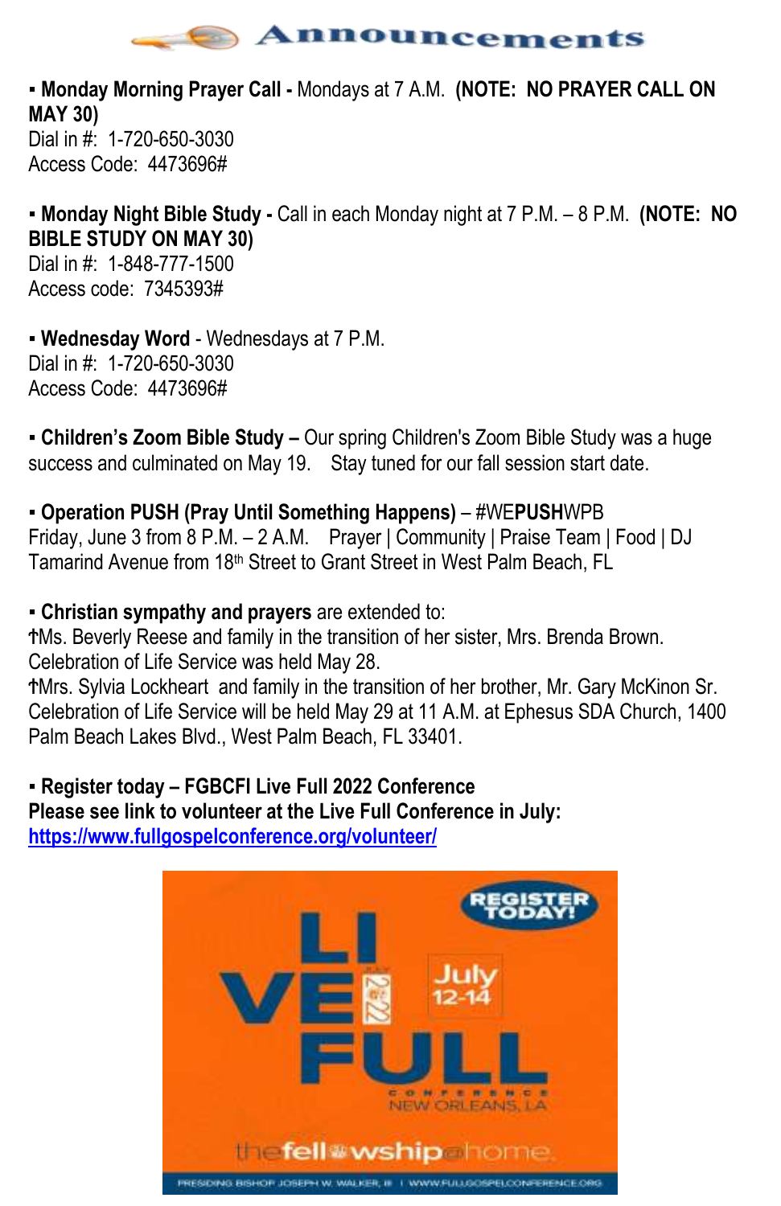# Announcements

▪ **Monday Morning Prayer Call -** Mondays at 7 A.M. **(NOTE: NO PRAYER CALL ON MAY 30)**
Dial in #: 1-720-650-3030
Access Code: 4473696#

▪ **Monday Night Bible Study -** Call in each Monday night at 7 P.M. – 8 P.M. **(NOTE: NO BIBLE STUDY ON MAY 30)**
Dial in #: 1-848-777-1500
Access code: 7345393#

▪ **Wednesday Word** - Wednesdays at 7 P.M.
Dial in #: 1-720-650-3030
Access Code: 4473696#

▪ **Children's Zoom Bible Study –** Our spring Children's Zoom Bible Study was a huge success and culminated on May 19. Stay tuned for our fall session start date.

▪ **Operation PUSH (Pray Until Something Happens)** – #WE**PUSH**WPB
Friday, June 3 from 8 P.M. – 2 A.M. Prayer | Community | Praise Team | Food | DJ
Tamarind Avenue from 18th Street to Grant Street in West Palm Beach, FL

▪ **Christian sympathy and prayers** are extended to:
†Ms. Beverly Reese and family in the transition of her sister, Mrs. Brenda Brown. Celebration of Life Service was held May 28.
†Mrs. Sylvia Lockheart and family in the transition of her brother, Mr. Gary McKinon Sr. Celebration of Life Service will be held May 29 at 11 A.M. at Ephesus SDA Church, 1400 Palm Beach Lakes Blvd., West Palm Beach, FL 33401.

▪ **Register today – FGBCFI Live Full 2022 Conference**
**Please see link to volunteer at the Live Full Conference in July:**
[https://www.fullgospelconference.org/volunteer/](https://www.fullgospelconference.org/volunteer/)

REGISTER TODAY!
LIVE FULL 2022
July 12-14
CONFERENCE
NEW ORLEANS, LA
thefellowship@home
PRESIDING BISHOP JOSEPH W. WALKER, III | WWW.FULLGOSPELCONFERENCE.ORG